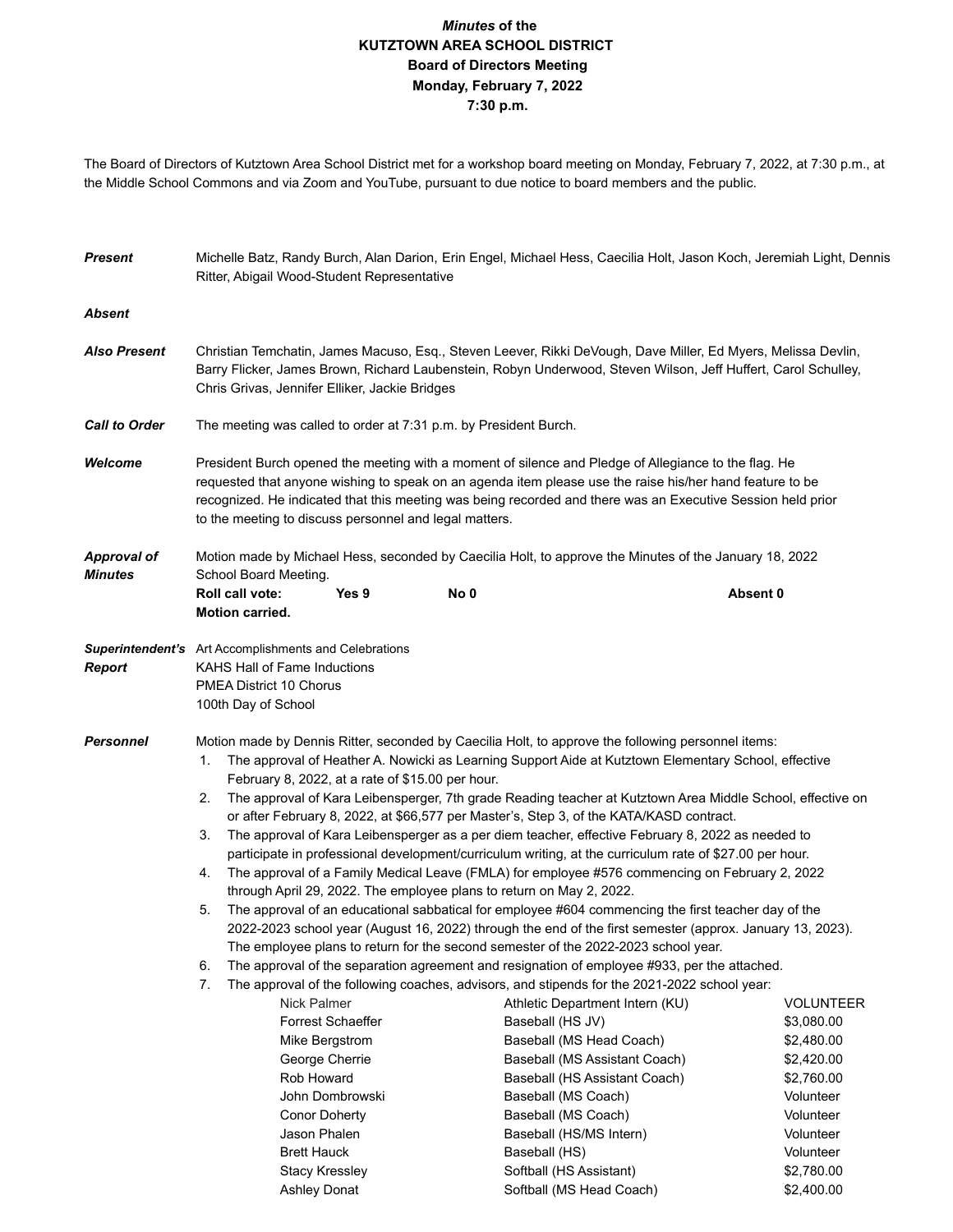# *Minutes* of the KUTZTOWN AREA SCHOOL DISTRICT Board of Directors Meeting

**Monday, February 7, 2022**

**7:30 p.m.**

The Board of Directors of Kutztown Area School District met for a workshop board meeting on Monday, February 7, 2022, at 7:30 p.m., at the Middle School Commons and via Zoom and YouTube, pursuant to due notice to board members and the public.

***Present*** Michelle Batz, Randy Burch, Alan Darion, Erin Engel, Michael Hess, Caecilia Holt, Jason Koch, Jeremiah Light, Dennis Ritter, Abigail Wood-Student Representative

***Absent***

***Also Present*** Christian Temchatin, James Macuso, Esq., Steven Leever, Rikki DeVough, Dave Miller, Ed Myers, Melissa Devlin, Barry Flicker, James Brown, Richard Laubenstein, Robyn Underwood, Steven Wilson, Jeff Huffert, Carol Schulley, Chris Grivas, Jennifer Elliker, Jackie Bridges

***Call to Order*** The meeting was called to order at 7:31 p.m. by President Burch.

***Welcome*** President Burch opened the meeting with a moment of silence and Pledge of Allegiance to the flag. He requested that anyone wishing to speak on an agenda item please use the raise his/her hand feature to be recognized. He indicated that this meeting was being recorded and there was an Executive Session held prior to the meeting to discuss personnel and legal matters.

***Approval of Minutes*** Motion made by Michael Hess, seconded by Caecilia Holt, to approve the Minutes of the January 18, 2022 School Board Meeting.

**Roll call vote: Yes 9 No 0 Absent 0**

**Motion carried.**

***Superintendent's Report***

Art Accomplishments and Celebrations
KAHS Hall of Fame Inductions
PMEA District 10 Chorus
100th Day of School

***Personnel*** Motion made by Dennis Ritter, seconded by Caecilia Holt, to approve the following personnel items:

1. The approval of Heather A. Nowicki as Learning Support Aide at Kutztown Elementary School, effective February 8, 2022, at a rate of $15.00 per hour.
2. The approval of Kara Leibensperger, 7th grade Reading teacher at Kutztown Area Middle School, effective on or after February 8, 2022, at $66,577 per Master's, Step 3, of the KATA/KASD contract.
3. The approval of Kara Leibensperger as a per diem teacher, effective February 8, 2022 as needed to participate in professional development/curriculum writing, at the curriculum rate of $27.00 per hour.
4. The approval of a Family Medical Leave (FMLA) for employee #576 commencing on February 2, 2022 through April 29, 2022. The employee plans to return on May 2, 2022.
5. The approval of an educational sabbatical for employee #604 commencing the first teacher day of the 2022-2023 school year (August 16, 2022) through the end of the first semester (approx. January 13, 2023). The employee plans to return for the second semester of the 2022-2023 school year.
6. The approval of the separation agreement and resignation of employee #933, per the attached.
7. The approval of the following coaches, advisors, and stipends for the 2021-2022 school year:

| | | |
|---|---|---|
| Nick Palmer | Athletic Department Intern (KU) | VOLUNTEER |
| Forrest Schaeffer | Baseball (HS JV) | $3,080.00 |
| Mike Bergstrom | Baseball (MS Head Coach) | $2,480.00 |
| George Cherrie | Baseball (MS Assistant Coach) | $2,420.00 |
| Rob Howard | Baseball (HS Assistant Coach) | $2,760.00 |
| John Dombrowski | Baseball (MS Coach) | Volunteer |
| Conor Doherty | Baseball (MS Coach) | Volunteer |
| Jason Phalen | Baseball (HS/MS Intern) | Volunteer |
| Brett Hauck | Baseball (HS) | Volunteer |
| Stacy Kressley | Softball (HS Assistant) | $2,780.00 |
| Ashley Donat | Softball (MS Head Coach) | $2,400.00 |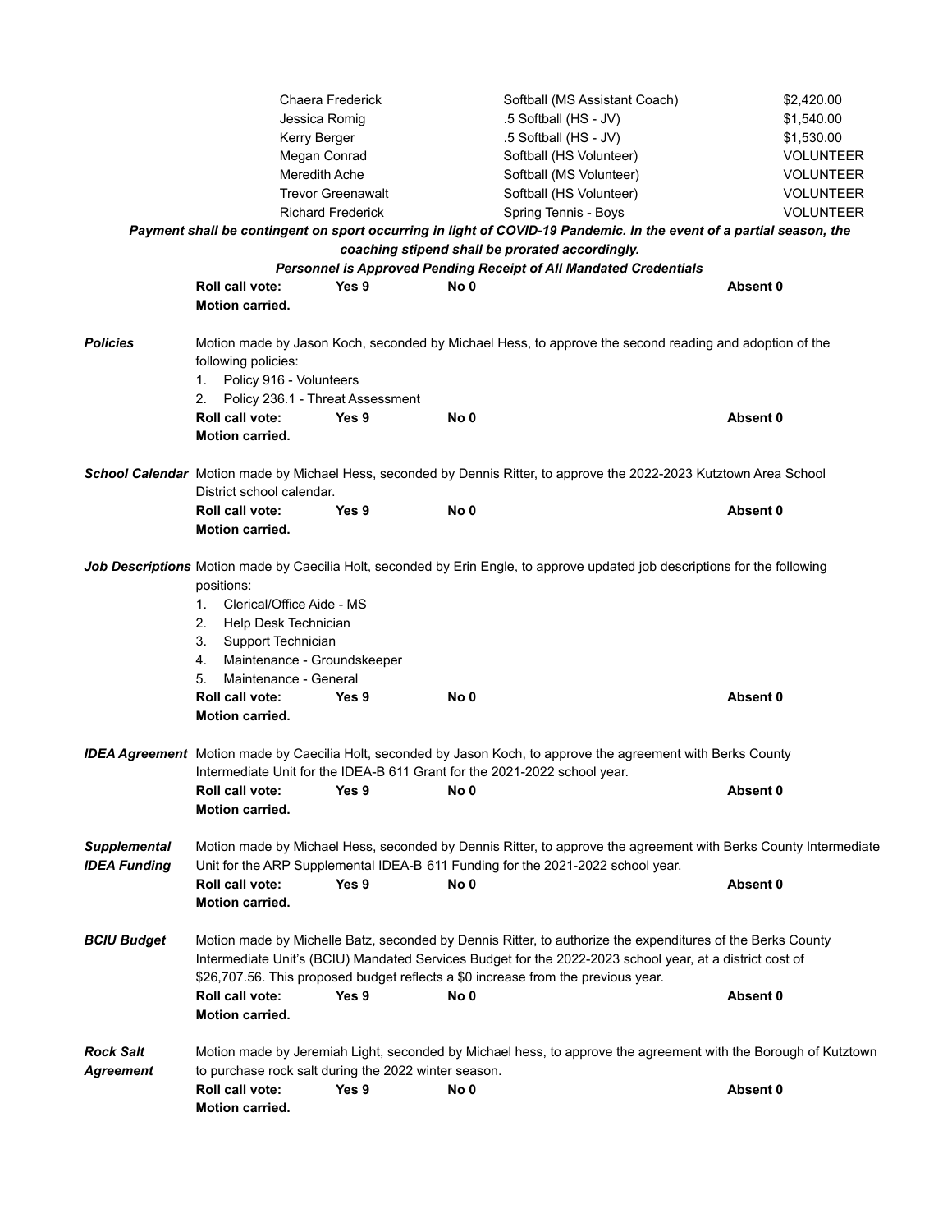| Name | Position | Amount |
|---|---|---|
| Chaera Frederick | Softball (MS Assistant Coach) | $2,420.00 |
| Jessica Romig | .5 Softball (HS - JV) | $1,540.00 |
| Kerry Berger | .5 Softball (HS - JV) | $1,530.00 |
| Megan Conrad | Softball (HS Volunteer) | VOLUNTEER |
| Meredith Ache | Softball (MS Volunteer) | VOLUNTEER |
| Trevor Greenawalt | Softball (HS Volunteer) | VOLUNTEER |
| Richard Frederick | Spring Tennis - Boys | VOLUNTEER |

***Payment shall be contingent on sport occurring in light of COVID-19 Pandemic. In the event of a partial season, the coaching stipend shall be prorated accordingly.***

***Personnel is Approved Pending Receipt of All Mandated Credentials***

**Roll call vote:** **Yes 9** **No 0** **Absent 0**
**Motion carried.**

***Policies*** Motion made by Jason Koch, seconded by Michael Hess, to approve the second reading and adoption of the following policies:

1. Policy 916 - Volunteers
2. Policy 236.1 - Threat Assessment

**Roll call vote:** **Yes 9** **No 0** **Absent 0**
**Motion carried.**

***School Calendar*** Motion made by Michael Hess, seconded by Dennis Ritter, to approve the 2022-2023 Kutztown Area School District school calendar.

**Roll call vote:** **Yes 9** **No 0** **Absent 0**
**Motion carried.**

***Job Descriptions*** Motion made by Caecilia Holt, seconded by Erin Engle, to approve updated job descriptions for the following positions:

1. Clerical/Office Aide - MS
2. Help Desk Technician
3. Support Technician
4. Maintenance - Groundskeeper
5. Maintenance - General

**Roll call vote:** **Yes 9** **No 0** **Absent 0**
**Motion carried.**

***IDEA Agreement*** Motion made by Caecilia Holt, seconded by Jason Koch, to approve the agreement with Berks County Intermediate Unit for the IDEA-B 611 Grant for the 2021-2022 school year.

**Roll call vote:** **Yes 9** **No 0** **Absent 0**
**Motion carried.**

***Supplemental IDEA Funding*** Motion made by Michael Hess, seconded by Dennis Ritter, to approve the agreement with Berks County Intermediate Unit for the ARP Supplemental IDEA-B 611 Funding for the 2021-2022 school year.

**Roll call vote:** **Yes 9** **No 0** **Absent 0**
**Motion carried.**

***BCIU Budget*** Motion made by Michelle Batz, seconded by Dennis Ritter, to authorize the expenditures of the Berks County Intermediate Unit's (BCIU) Mandated Services Budget for the 2022-2023 school year, at a district cost of $26,707.56. This proposed budget reflects a $0 increase from the previous year.

**Roll call vote:** **Yes 9** **No 0** **Absent 0**
**Motion carried.**

***Rock Salt Agreement*** Motion made by Jeremiah Light, seconded by Michael hess, to approve the agreement with the Borough of Kutztown to purchase rock salt during the 2022 winter season.

**Roll call vote:** **Yes 9** **No 0** **Absent 0**
**Motion carried.**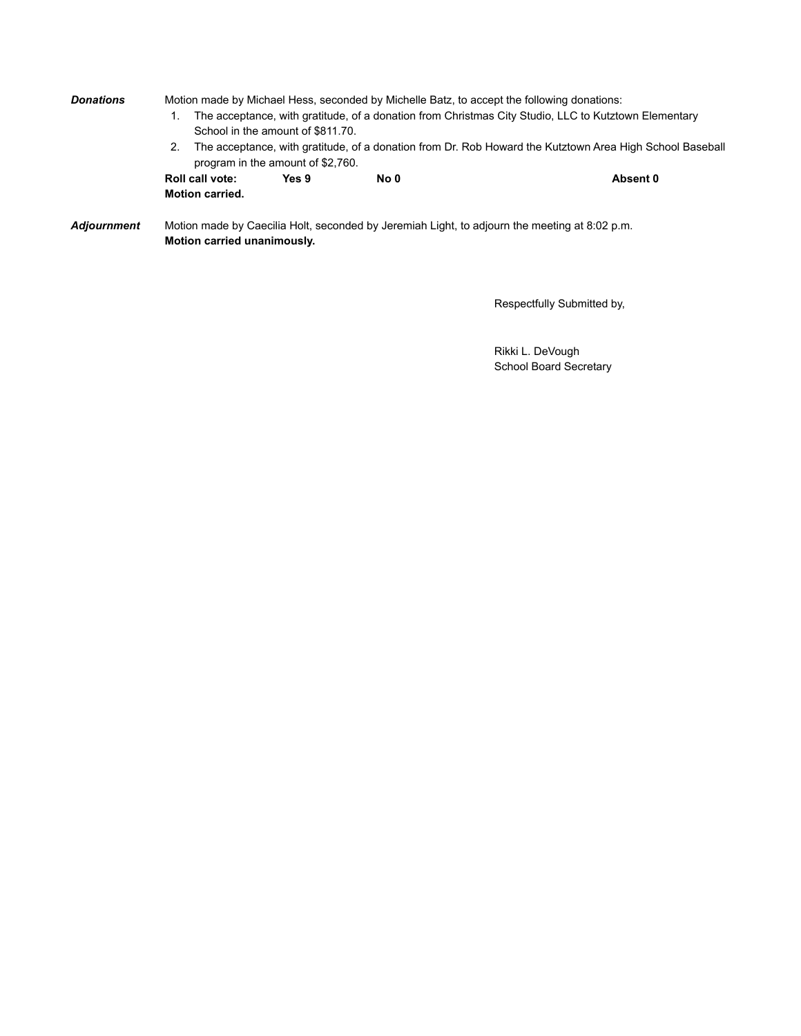***Donations***

Motion made by Michael Hess, seconded by Michelle Batz, to accept the following donations:

1. The acceptance, with gratitude, of a donation from Christmas City Studio, LLC to Kutztown Elementary School in the amount of $811.70.
2. The acceptance, with gratitude, of a donation from Dr. Rob Howard the Kutztown Area High School Baseball program in the amount of $2,760.

**Roll call vote:** **Yes 9** **No 0** **Absent 0**

**Motion carried.**

***Adjournment***

Motion made by Caecilia Holt, seconded by Jeremiah Light, to adjourn the meeting at 8:02 p.m.

**Motion carried unanimously.**

Respectfully Submitted by,

Rikki L. DeVough
School Board Secretary